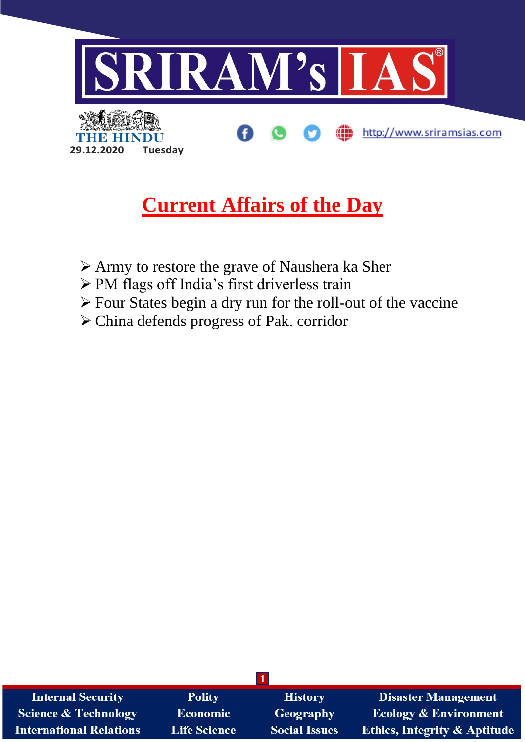SRIRAM's IAS

THE HINDU

29.12.2020 Tuesday

http://www.sriramsias.com

# Current Affairs of the Day

- Army to restore the grave of Naushera ka Sher
- PM flags off India's first driverless train
- Four States begin a dry run for the roll-out of the vaccine
- China defends progress of Pak. corridor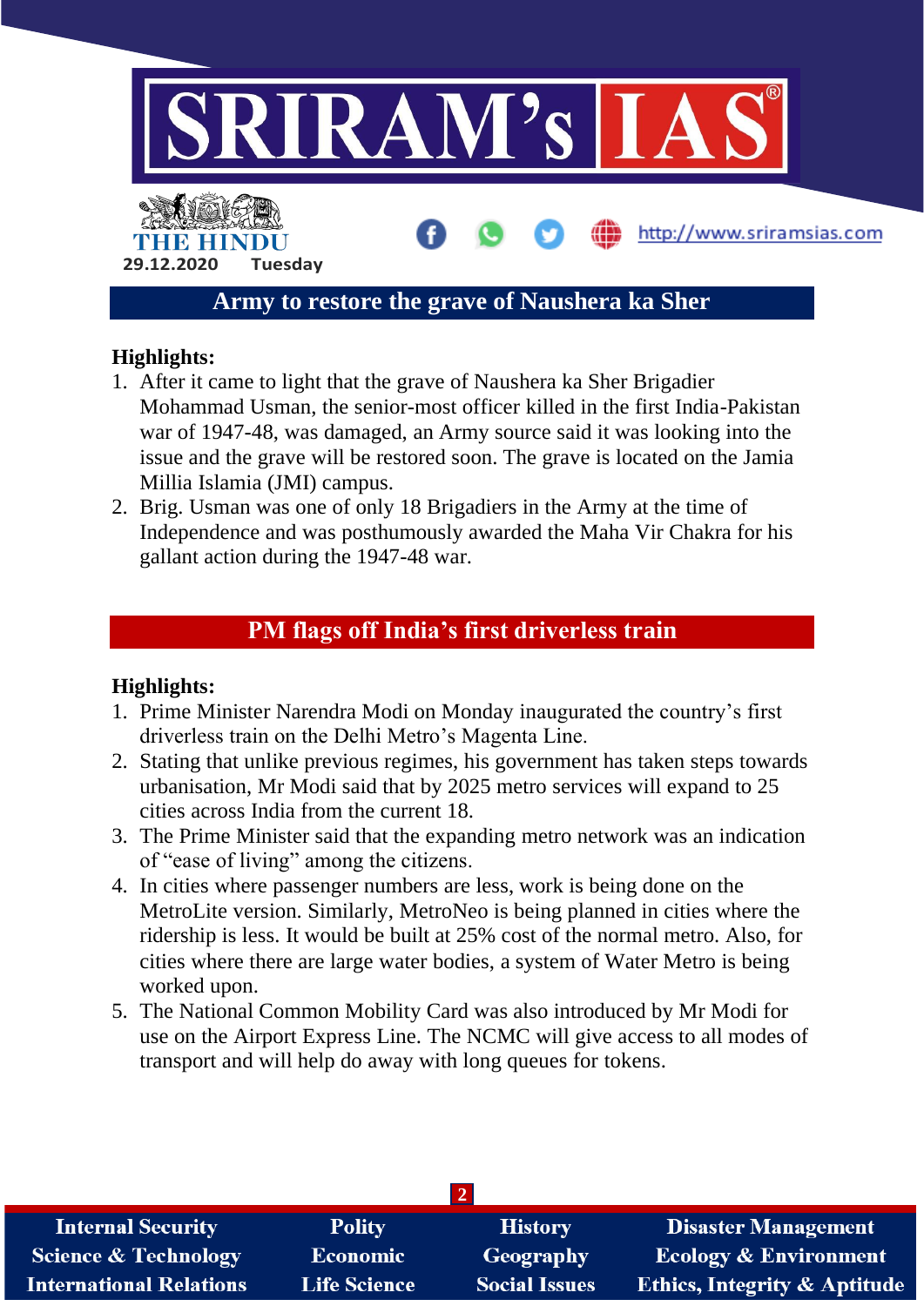## Army to restore the grave of Naushera ka Sher

**Highlights:**

1. After it came to light that the grave of Naushera ka Sher Brigadier Mohammad Usman, the senior-most officer killed in the first India-Pakistan war of 1947-48, was damaged, an Army source said it was looking into the issue and the grave will be restored soon. The grave is located on the Jamia Millia Islamia (JMI) campus.
2. Brig. Usman was one of only 18 Brigadiers in the Army at the time of Independence and was posthumously awarded the Maha Vir Chakra for his gallant action during the 1947-48 war.

## PM flags off India's first driverless train

**Highlights:**

1. Prime Minister Narendra Modi on Monday inaugurated the country's first driverless train on the Delhi Metro's Magenta Line.
2. Stating that unlike previous regimes, his government has taken steps towards urbanisation, Mr Modi said that by 2025 metro services will expand to 25 cities across India from the current 18.
3. The Prime Minister said that the expanding metro network was an indication of "ease of living" among the citizens.
4. In cities where passenger numbers are less, work is being done on the MetroLite version. Similarly, MetroNeo is being planned in cities where the ridership is less. It would be built at 25% cost of the normal metro. Also, for cities where there are large water bodies, a system of Water Metro is being worked upon.
5. The National Common Mobility Card was also introduced by Mr Modi for use on the Airport Express Line. The NCMC will give access to all modes of transport and will help do away with long queues for tokens.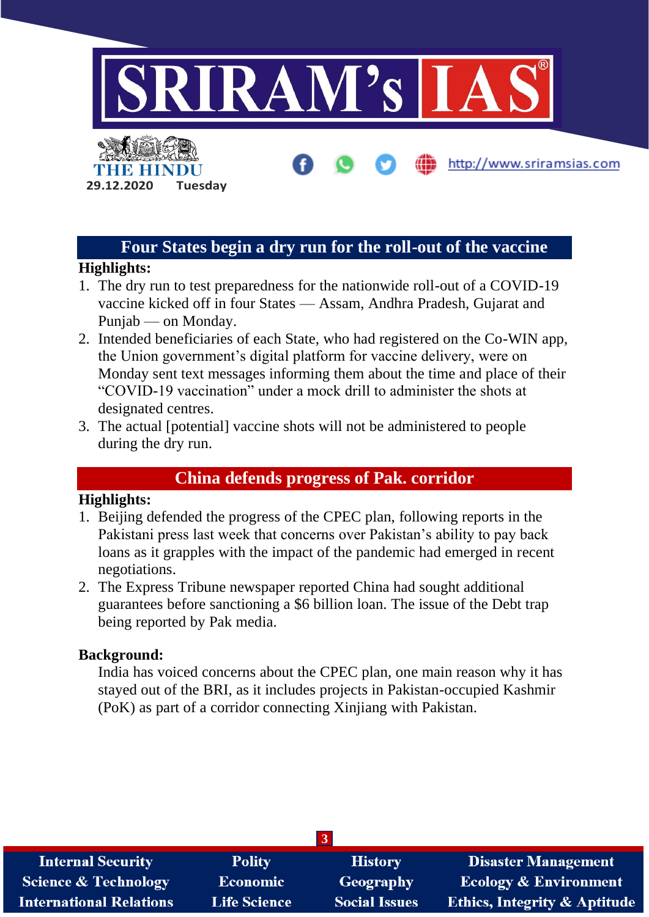## Four States begin a dry run for the roll-out of the vaccine

**Highlights:**

1. The dry run to test preparedness for the nationwide roll-out of a COVID-19 vaccine kicked off in four States — Assam, Andhra Pradesh, Gujarat and Punjab — on Monday.
2. Intended beneficiaries of each State, who had registered on the Co-WIN app, the Union government's digital platform for vaccine delivery, were on Monday sent text messages informing them about the time and place of their "COVID-19 vaccination" under a mock drill to administer the shots at designated centres.
3. The actual [potential] vaccine shots will not be administered to people during the dry run.

## China defends progress of Pak. corridor

**Highlights:**

1. Beijing defended the progress of the CPEC plan, following reports in the Pakistani press last week that concerns over Pakistan's ability to pay back loans as it grapples with the impact of the pandemic had emerged in recent negotiations.
2. The Express Tribune newspaper reported China had sought additional guarantees before sanctioning a $6 billion loan. The issue of the Debt trap being reported by Pak media.

**Background:**

India has voiced concerns about the CPEC plan, one main reason why it has stayed out of the BRI, as it includes projects in Pakistan-occupied Kashmir (PoK) as part of a corridor connecting Xinjiang with Pakistan.